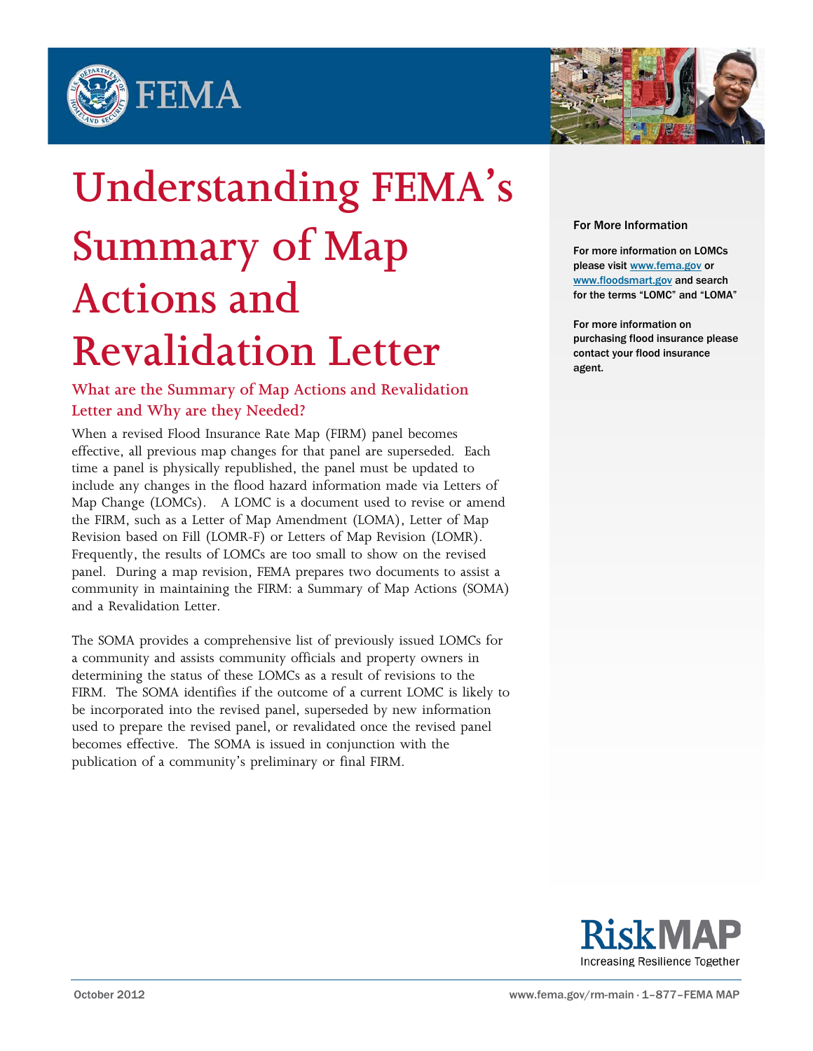# Understanding FEMA's Summary of Map Actions and Revalidation Letter

## What are the Summary of Map Actions and Revalidation Letter and Why are they Needed?

When a revised Flood Insurance Rate Map (FIRM) panel becomes effective, all previous map changes for that panel are superseded. Each time a panel is physically republished, the panel must be updated to include any changes in the flood hazard information made via Letters of Map Change (LOMCs). A LOMC is a document used to revise or amend the FIRM, such as a Letter of Map Amendment (LOMA), Letter of Map Revision based on Fill (LOMR-F) or Letters of Map Revision (LOMR). Frequently, the results of LOMCs are too small to show on the revised panel. During a map revision, FEMA prepares two documents to assist a community in maintaining the FIRM: a Summary of Map Actions (SOMA) and a Revalidation Letter.

The SOMA provides a comprehensive list of previously issued LOMCs for a community and assists community officials and property owners in determining the status of these LOMCs as a result of revisions to the FIRM. The SOMA identifies if the outcome of a current LOMC is likely to be incorporated into the revised panel, superseded by new information used to prepare the revised panel, or revalidated once the revised panel becomes effective. The SOMA is issued in conjunction with the publication of a community's preliminary or final FIRM.

**For More Information**

**For more information on LOMCs please visit www.fema.gov or www.floodsmart.gov and search for the terms "LOMC" and "LOMA"**

**For more information on purchasing flood insurance please contact your flood insurance agent.**

October 2012

www.fema.gov/rm-main · 1–877–FEMA MAP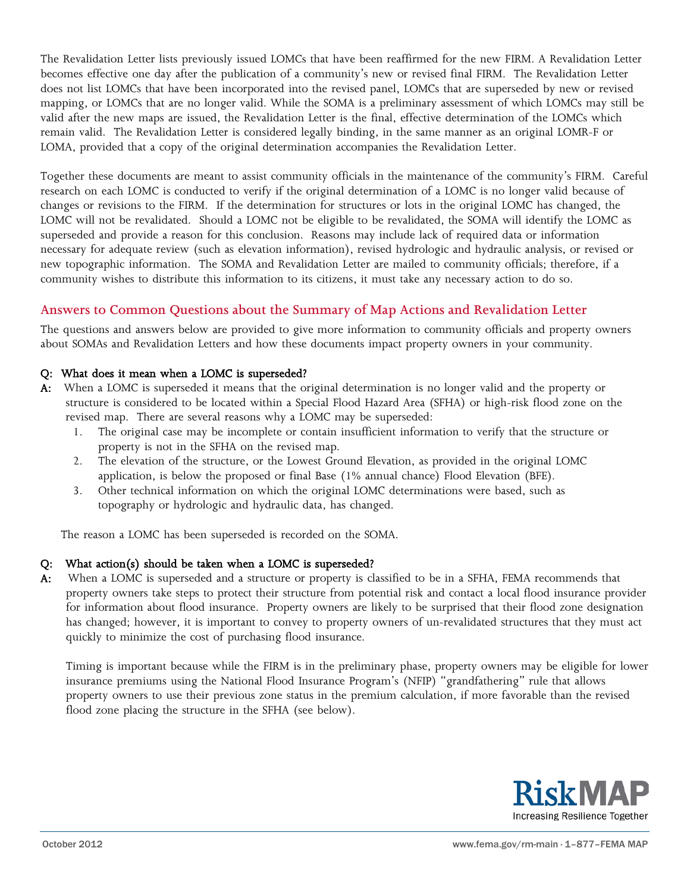The Revalidation Letter lists previously issued LOMCs that have been reaffirmed for the new FIRM. A Revalidation Letter becomes effective one day after the publication of a community's new or revised final FIRM. The Revalidation Letter does not list LOMCs that have been incorporated into the revised panel, LOMCs that are superseded by new or revised mapping, or LOMCs that are no longer valid. While the SOMA is a preliminary assessment of which LOMCs may still be valid after the new maps are issued, the Revalidation Letter is the final, effective determination of the LOMCs which remain valid. The Revalidation Letter is considered legally binding, in the same manner as an original LOMR-F or LOMA, provided that a copy of the original determination accompanies the Revalidation Letter.

Together these documents are meant to assist community officials in the maintenance of the community's FIRM. Careful research on each LOMC is conducted to verify if the original determination of a LOMC is no longer valid because of changes or revisions to the FIRM. If the determination for structures or lots in the original LOMC has changed, the LOMC will not be revalidated. Should a LOMC not be eligible to be revalidated, the SOMA will identify the LOMC as superseded and provide a reason for this conclusion. Reasons may include lack of required data or information necessary for adequate review (such as elevation information), revised hydrologic and hydraulic analysis, or revised or new topographic information. The SOMA and Revalidation Letter are mailed to community officials; therefore, if a community wishes to distribute this information to its citizens, it must take any necessary action to do so.

## Answers to Common Questions about the Summary of Map Actions and Revalidation Letter

The questions and answers below are provided to give more information to community officials and property owners about SOMAs and Revalidation Letters and how these documents impact property owners in your community.

**Q: What does it mean when a LOMC is superseded?**

**A:** When a LOMC is superseded it means that the original determination is no longer valid and the property or structure is considered to be located within a Special Flood Hazard Area (SFHA) or high-risk flood zone on the revised map. There are several reasons why a LOMC may be superseded:

1. The original case may be incomplete or contain insufficient information to verify that the structure or property is not in the SFHA on the revised map.
2. The elevation of the structure, or the Lowest Ground Elevation, as provided in the original LOMC application, is below the proposed or final Base (1% annual chance) Flood Elevation (BFE).
3. Other technical information on which the original LOMC determinations were based, such as topography or hydrologic and hydraulic data, has changed.

The reason a LOMC has been superseded is recorded on the SOMA.

**Q: What action(s) should be taken when a LOMC is superseded?**

**A:** When a LOMC is superseded and a structure or property is classified to be in a SFHA, FEMA recommends that property owners take steps to protect their structure from potential risk and contact a local flood insurance provider for information about flood insurance. Property owners are likely to be surprised that their flood zone designation has changed; however, it is important to convey to property owners of un-revalidated structures that they must act quickly to minimize the cost of purchasing flood insurance.

Timing is important because while the FIRM is in the preliminary phase, property owners may be eligible for lower insurance premiums using the National Flood Insurance Program's (NFIP) "grandfathering" rule that allows property owners to use their previous zone status in the premium calculation, if more favorable than the revised flood zone placing the structure in the SFHA (see below).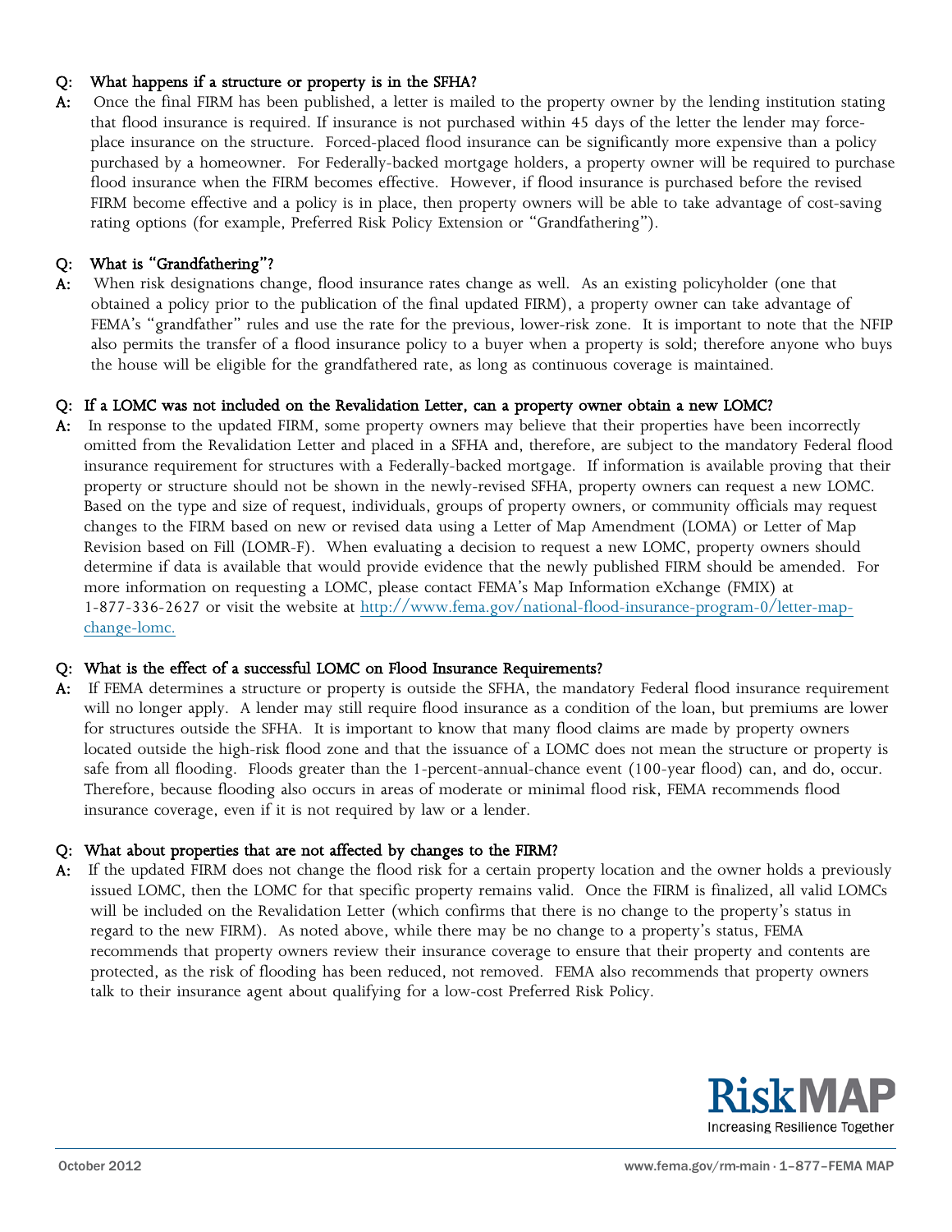**Q: What happens if a structure or property is in the SFHA?**

**A:** Once the final FIRM has been published, a letter is mailed to the property owner by the lending institution stating that flood insurance is required. If insurance is not purchased within 45 days of the letter the lender may force-place insurance on the structure. Forced-placed flood insurance can be significantly more expensive than a policy purchased by a homeowner. For Federally-backed mortgage holders, a property owner will be required to purchase flood insurance when the FIRM becomes effective. However, if flood insurance is purchased before the revised FIRM become effective and a policy is in place, then property owners will be able to take advantage of cost-saving rating options (for example, Preferred Risk Policy Extension or "Grandfathering").

**Q: What is "Grandfathering"?**

**A:** When risk designations change, flood insurance rates change as well. As an existing policyholder (one that obtained a policy prior to the publication of the final updated FIRM), a property owner can take advantage of FEMA's "grandfather" rules and use the rate for the previous, lower-risk zone. It is important to note that the NFIP also permits the transfer of a flood insurance policy to a buyer when a property is sold; therefore anyone who buys the house will be eligible for the grandfathered rate, as long as continuous coverage is maintained.

**Q: If a LOMC was not included on the Revalidation Letter, can a property owner obtain a new LOMC?**

**A:** In response to the updated FIRM, some property owners may believe that their properties have been incorrectly omitted from the Revalidation Letter and placed in a SFHA and, therefore, are subject to the mandatory Federal flood insurance requirement for structures with a Federally-backed mortgage. If information is available proving that their property or structure should not be shown in the newly-revised SFHA, property owners can request a new LOMC. Based on the type and size of request, individuals, groups of property owners, or community officials may request changes to the FIRM based on new or revised data using a Letter of Map Amendment (LOMA) or Letter of Map Revision based on Fill (LOMR-F). When evaluating a decision to request a new LOMC, property owners should determine if data is available that would provide evidence that the newly published FIRM should be amended. For more information on requesting a LOMC, please contact FEMA's Map Information eXchange (FMIX) at 1-877-336-2627 or visit the website at [http://www.fema.gov/national-flood-insurance-program-0/letter-map-change-lomc.](http://www.fema.gov/national-flood-insurance-program-0/letter-map-change-lomc)

**Q: What is the effect of a successful LOMC on Flood Insurance Requirements?**

**A:** If FEMA determines a structure or property is outside the SFHA, the mandatory Federal flood insurance requirement will no longer apply. A lender may still require flood insurance as a condition of the loan, but premiums are lower for structures outside the SFHA. It is important to know that many flood claims are made by property owners located outside the high-risk flood zone and that the issuance of a LOMC does not mean the structure or property is safe from all flooding. Floods greater than the 1-percent-annual-chance event (100-year flood) can, and do, occur. Therefore, because flooding also occurs in areas of moderate or minimal flood risk, FEMA recommends flood insurance coverage, even if it is not required by law or a lender.

**Q: What about properties that are not affected by changes to the FIRM?**

**A:** If the updated FIRM does not change the flood risk for a certain property location and the owner holds a previously issued LOMC, then the LOMC for that specific property remains valid. Once the FIRM is finalized, all valid LOMCs will be included on the Revalidation Letter (which confirms that there is no change to the property's status in regard to the new FIRM). As noted above, while there may be no change to a property's status, FEMA recommends that property owners review their insurance coverage to ensure that their property and contents are protected, as the risk of flooding has been reduced, not removed. FEMA also recommends that property owners talk to their insurance agent about qualifying for a low-cost Preferred Risk Policy.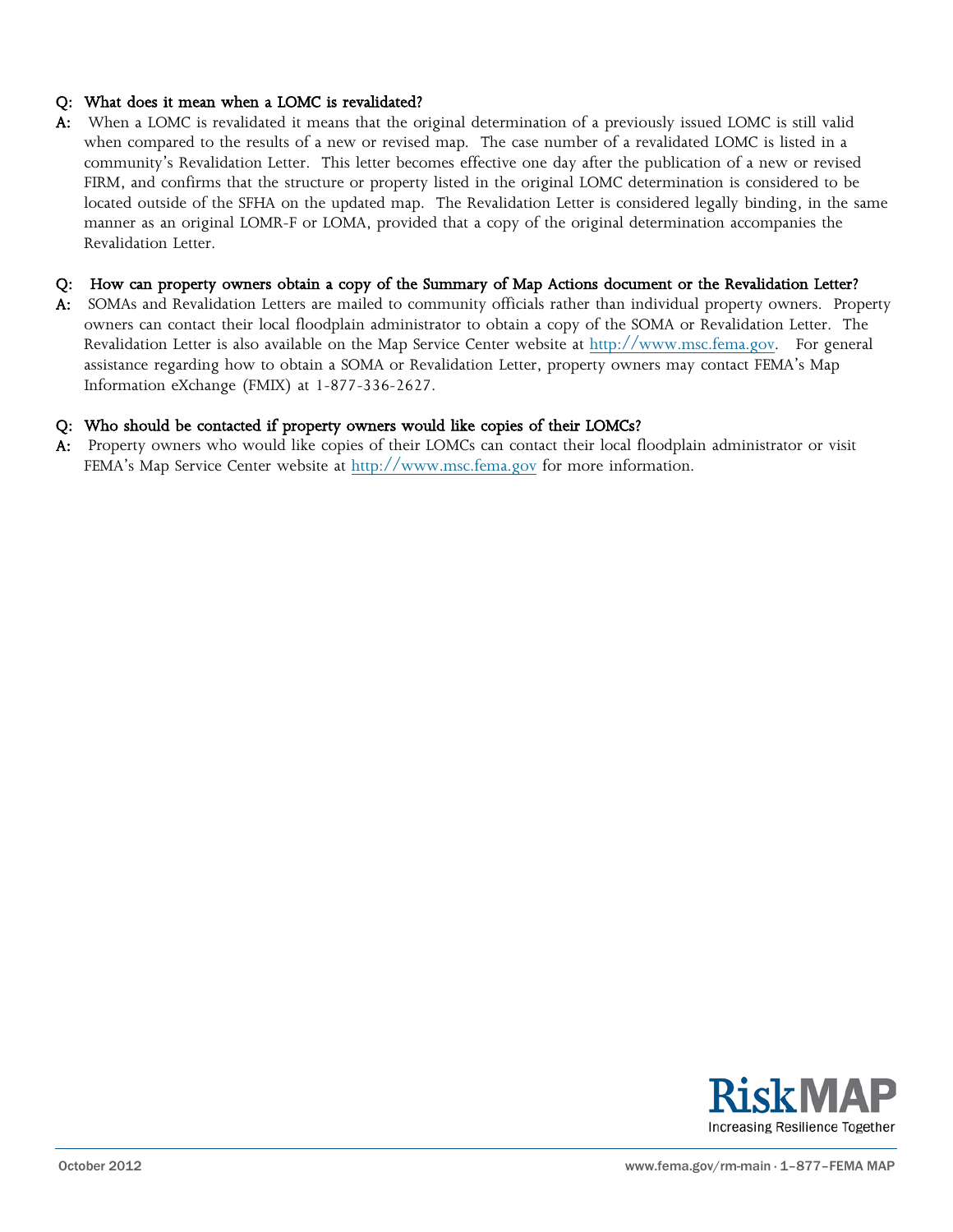**Q: What does it mean when a LOMC is revalidated?**

**A:** When a LOMC is revalidated it means that the original determination of a previously issued LOMC is still valid when compared to the results of a new or revised map. The case number of a revalidated LOMC is listed in a community's Revalidation Letter. This letter becomes effective one day after the publication of a new or revised FIRM, and confirms that the structure or property listed in the original LOMC determination is considered to be located outside of the SFHA on the updated map. The Revalidation Letter is considered legally binding, in the same manner as an original LOMR-F or LOMA, provided that a copy of the original determination accompanies the Revalidation Letter.

**Q: How can property owners obtain a copy of the Summary of Map Actions document or the Revalidation Letter?**

**A:** SOMAs and Revalidation Letters are mailed to community officials rather than individual property owners. Property owners can contact their local floodplain administrator to obtain a copy of the SOMA or Revalidation Letter. The Revalidation Letter is also available on the Map Service Center website at http://www.msc.fema.gov. For general assistance regarding how to obtain a SOMA or Revalidation Letter, property owners may contact FEMA's Map Information eXchange (FMIX) at 1-877-336-2627.

**Q: Who should be contacted if property owners would like copies of their LOMCs?**

**A:** Property owners who would like copies of their LOMCs can contact their local floodplain administrator or visit FEMA's Map Service Center website at http://www.msc.fema.gov for more information.

RiskMAP
Increasing Resilience Together

October 2012

www.fema.gov/rm-main · 1–877–FEMA MAP